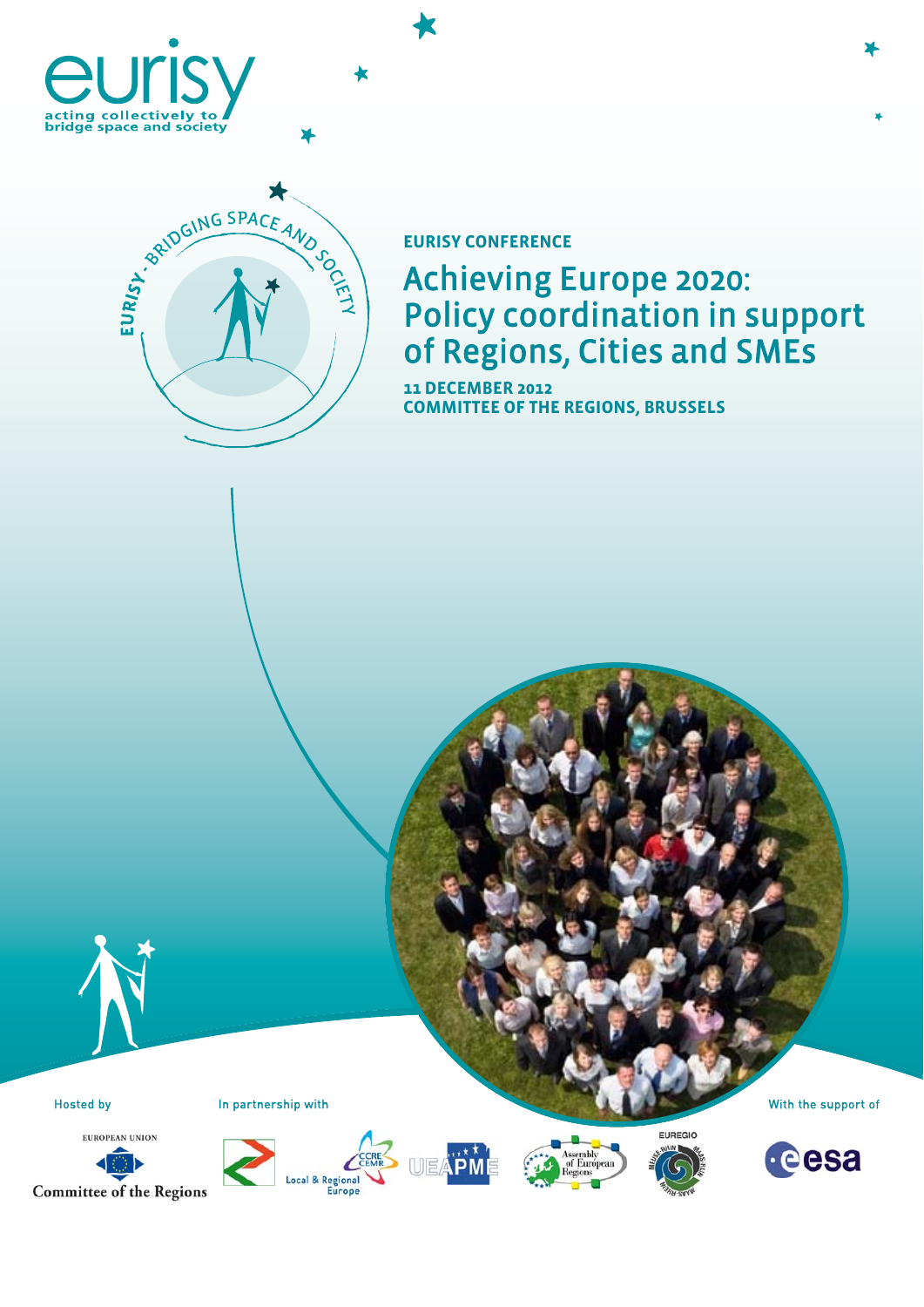eurisy

acting collectively to bridge space and society

EURISY CONFERENCE

# Achieving Europe 2020: Policy coordination in support of Regions, Cities and SMEs

**11 DECEMBER 2012**
**COMMITTEE OF THE REGIONS, BRUSSELS**

Hosted by

EUROPEAN UNION
Committee of the Regions

In partnership with

Local & Regional Europe

CCRE CEMR

UEAPME

Assembly of European Regions

EUREGIO

With the support of

esa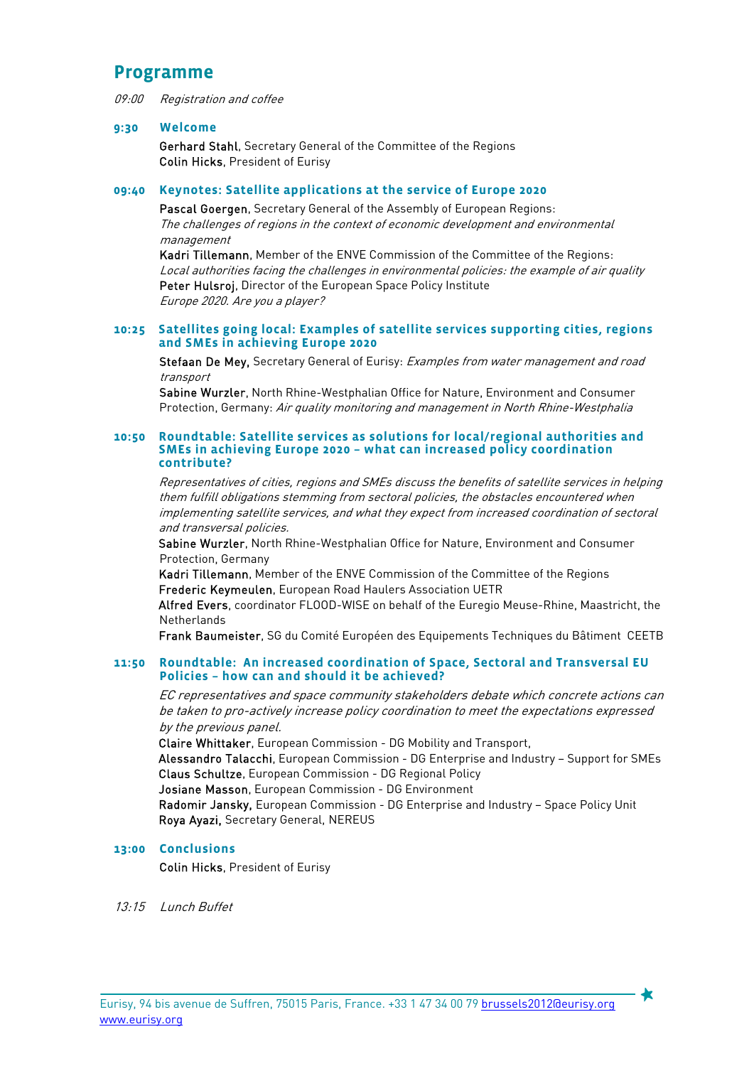# Programme

*09:00 Registration and coffee*

**9:30 Welcome**

Gerhard Stahl, Secretary General of the Committee of the Regions
Colin Hicks, President of Eurisy

**09:40 Keynotes: Satellite applications at the service of Europe 2020**

Pascal Goergen, Secretary General of the Assembly of European Regions:
*The challenges of regions in the context of economic development and environmental management*
Kadri Tillemann, Member of the ENVE Commission of the Committee of the Regions:
*Local authorities facing the challenges in environmental policies: the example of air quality*
Peter Hulsroj, Director of the European Space Policy Institute
*Europe 2020. Are you a player?*

**10:25 Satellites going local: Examples of satellite services supporting cities, regions and SMEs in achieving Europe 2020**

Stefaan De Mey, Secretary General of Eurisy: *Examples from water management and road transport*
Sabine Wurzler, North Rhine-Westphalian Office for Nature, Environment and Consumer Protection, Germany: *Air quality monitoring and management in North Rhine-Westphalia*

**10:50 Roundtable: Satellite services as solutions for local/regional authorities and SMEs in achieving Europe 2020 – what can increased policy coordination contribute?**

*Representatives of cities, regions and SMEs discuss the benefits of satellite services in helping them fulfill obligations stemming from sectoral policies, the obstacles encountered when implementing satellite services, and what they expect from increased coordination of sectoral and transversal policies.*
Sabine Wurzler, North Rhine-Westphalian Office for Nature, Environment and Consumer Protection, Germany
Kadri Tillemann, Member of the ENVE Commission of the Committee of the Regions
Frederic Keymeulen, European Road Haulers Association UETR
Alfred Evers, coordinator FLOOD-WISE on behalf of the Euregio Meuse-Rhine, Maastricht, the Netherlands
Frank Baumeister, SG du Comité Européen des Equipements Techniques du Bâtiment CEETB

**11:50 Roundtable: An increased coordination of Space, Sectoral and Transversal EU Policies – how can and should it be achieved?**

*EC representatives and space community stakeholders debate which concrete actions can be taken to pro-actively increase policy coordination to meet the expectations expressed by the previous panel.*
Claire Whittaker, European Commission - DG Mobility and Transport,
Alessandro Talacchi, European Commission - DG Enterprise and Industry – Support for SMEs
Claus Schultze, European Commission - DG Regional Policy
Josiane Masson, European Commission - DG Environment
Radomir Jansky, European Commission - DG Enterprise and Industry – Space Policy Unit
Roya Ayazi, Secretary General, NEREUS

**13:00 Conclusions**

Colin Hicks, President of Eurisy

*13:15 Lunch Buffet*

Eurisy, 94 bis avenue de Suffren, 75015 Paris, France. +33 1 47 34 00 79 brussels2012@eurisy.org
www.eurisy.org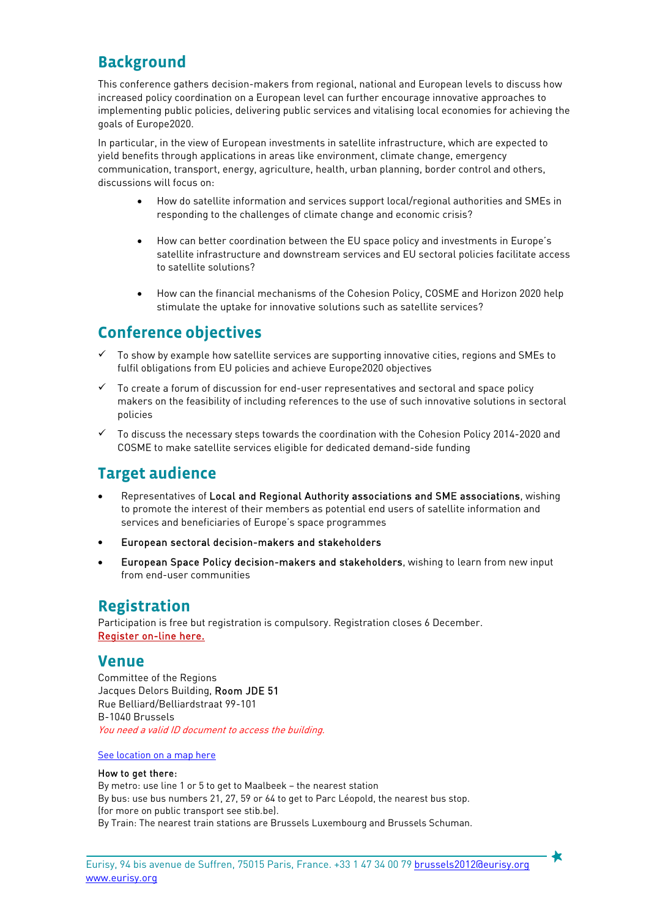## Background

This conference gathers decision-makers from regional, national and European levels to discuss how increased policy coordination on a European level can further encourage innovative approaches to implementing public policies, delivering public services and vitalising local economies for achieving the goals of Europe2020.

In particular, in the view of European investments in satellite infrastructure, which are expected to yield benefits through applications in areas like environment, climate change, emergency communication, transport, energy, agriculture, health, urban planning, border control and others, discussions will focus on:

- How do satellite information and services support local/regional authorities and SMEs in responding to the challenges of climate change and economic crisis?
- How can better coordination between the EU space policy and investments in Europe's satellite infrastructure and downstream services and EU sectoral policies facilitate access to satellite solutions?
- How can the financial mechanisms of the Cohesion Policy, COSME and Horizon 2020 help stimulate the uptake for innovative solutions such as satellite services?

## Conference objectives

- ✓ To show by example how satellite services are supporting innovative cities, regions and SMEs to fulfil obligations from EU policies and achieve Europe2020 objectives
- ✓ To create a forum of discussion for end-user representatives and sectoral and space policy makers on the feasibility of including references to the use of such innovative solutions in sectoral policies
- ✓ To discuss the necessary steps towards the coordination with the Cohesion Policy 2014-2020 and COSME to make satellite services eligible for dedicated demand-side funding

## Target audience

- Representatives of **Local and Regional Authority associations and SME associations**, wishing to promote the interest of their members as potential end users of satellite information and services and beneficiaries of Europe's space programmes
- **European sectoral decision-makers and stakeholders**
- **European Space Policy decision-makers and stakeholders**, wishing to learn from new input from end-user communities

## Registration

Participation is free but registration is compulsory. Registration closes 6 December.
Register on-line here.

## Venue

Committee of the Regions
Jacques Delors Building, **Room JDE 51**
Rue Belliard/Belliardstraat 99-101
B-1040 Brussels
*You need a valid ID document to access the building.*

See location on a map here

**How to get there:**
By metro: use line 1 or 5 to get to Maalbeek – the nearest station
By bus: use bus numbers 21, 27, 59 or 64 to get to Parc Léopold, the nearest bus stop.
(for more on public transport see stib.be).
By Train: The nearest train stations are Brussels Luxembourg and Brussels Schuman.

Eurisy, 94 bis avenue de Suffren, 75015 Paris, France. +33 1 47 34 00 79 brussels2012@eurisy.org
www.eurisy.org